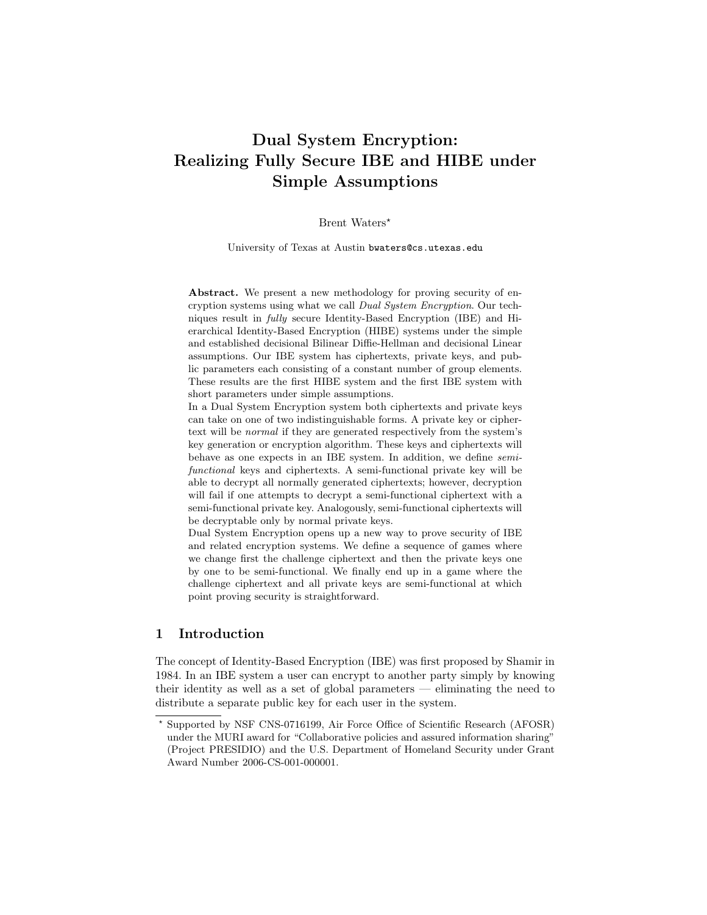# Dual System Encryption: Realizing Fully Secure IBE and HIBE under Simple Assumptions

Brent Waters*

University of Texas at Austin bwaters@cs.utexas.edu

**Abstract.** We present a new methodology for proving security of encryption systems using what we call *Dual System Encryption*. Our techniques result in *fully* secure Identity-Based Encryption (IBE) and Hierarchical Identity-Based Encryption (HIBE) systems under the simple and established decisional Bilinear Diffie-Hellman and decisional Linear assumptions. Our IBE system has ciphertexts, private keys, and public parameters each consisting of a constant number of group elements. These results are the first HIBE system and the first IBE system with short parameters under simple assumptions.

In a Dual System Encryption system both ciphertexts and private keys can take on one of two indistinguishable forms. A private key or ciphertext will be *normal* if they are generated respectively from the system's key generation or encryption algorithm. These keys and ciphertexts will behave as one expects in an IBE system. In addition, we define *semi-functional* keys and ciphertexts. A semi-functional private key will be able to decrypt all normally generated ciphertexts; however, decryption will fail if one attempts to decrypt a semi-functional ciphertext with a semi-functional private key. Analogously, semi-functional ciphertexts will be decryptable only by normal private keys.

Dual System Encryption opens up a new way to prove security of IBE and related encryption systems. We define a sequence of games where we change first the challenge ciphertext and then the private keys one by one to be semi-functional. We finally end up in a game where the challenge ciphertext and all private keys are semi-functional at which point proving security is straightforward.

## 1 Introduction

The concept of Identity-Based Encryption (IBE) was first proposed by Shamir in 1984. In an IBE system a user can encrypt to another party simply by knowing their identity as well as a set of global parameters — eliminating the need to distribute a separate public key for each user in the system.

* Supported by NSF CNS-0716199, Air Force Office of Scientific Research (AFOSR) under the MURI award for "Collaborative policies and assured information sharing" (Project PRESIDIO) and the U.S. Department of Homeland Security under Grant Award Number 2006-CS-001-000001.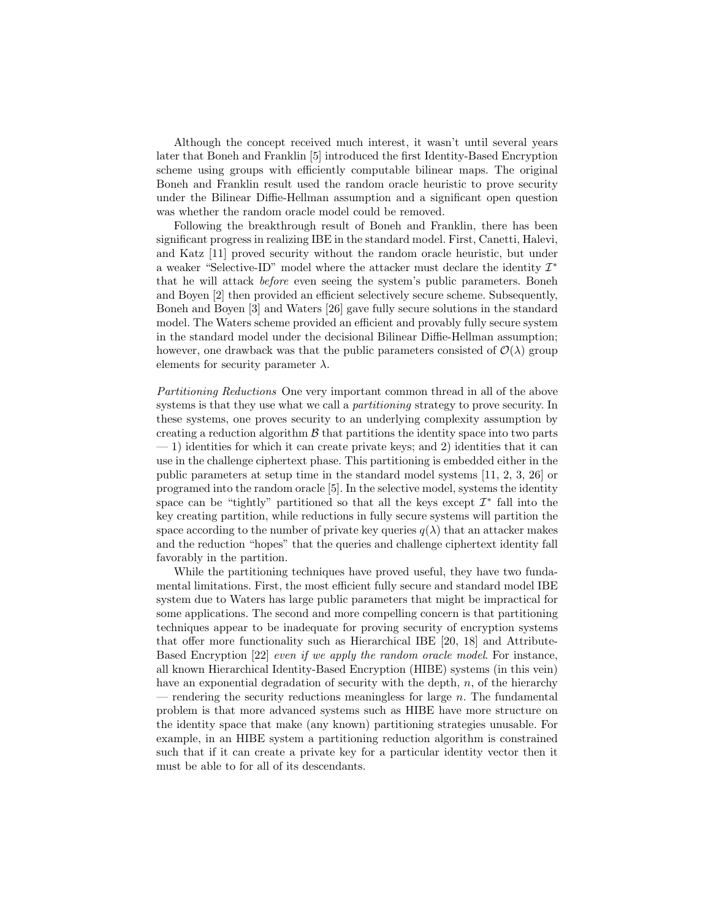Although the concept received much interest, it wasn't until several years later that Boneh and Franklin [5] introduced the first Identity-Based Encryption scheme using groups with efficiently computable bilinear maps. The original Boneh and Franklin result used the random oracle heuristic to prove security under the Bilinear Diffie-Hellman assumption and a significant open question was whether the random oracle model could be removed.

Following the breakthrough result of Boneh and Franklin, there has been significant progress in realizing IBE in the standard model. First, Canetti, Halevi, and Katz [11] proved security without the random oracle heuristic, but under a weaker "Selective-ID" model where the attacker must declare the identity $\mathcal{I}^*$ that he will attack *before* even seeing the system's public parameters. Boneh and Boyen [2] then provided an efficient selectively secure scheme. Subsequently, Boneh and Boyen [3] and Waters [26] gave fully secure solutions in the standard model. The Waters scheme provided an efficient and provably fully secure system in the standard model under the decisional Bilinear Diffie-Hellman assumption; however, one drawback was that the public parameters consisted of $\mathcal{O}(\lambda)$ group elements for security parameter $\lambda$.

*Partitioning Reductions* One very important common thread in all of the above systems is that they use what we call a *partitioning* strategy to prove security. In these systems, one proves security to an underlying complexity assumption by creating a reduction algorithm $\mathcal{B}$ that partitions the identity space into two parts — 1) identities for which it can create private keys; and 2) identities that it can use in the challenge ciphertext phase. This partitioning is embedded either in the public parameters at setup time in the standard model systems [11, 2, 3, 26] or programed into the random oracle [5]. In the selective model, systems the identity space can be "tightly" partitioned so that all the keys except $\mathcal{I}^*$ fall into the key creating partition, while reductions in fully secure systems will partition the space according to the number of private key queries $q(\lambda)$ that an attacker makes and the reduction "hopes" that the queries and challenge ciphertext identity fall favorably in the partition.

While the partitioning techniques have proved useful, they have two fundamental limitations. First, the most efficient fully secure and standard model IBE system due to Waters has large public parameters that might be impractical for some applications. The second and more compelling concern is that partitioning techniques appear to be inadequate for proving security of encryption systems that offer more functionality such as Hierarchical IBE [20, 18] and Attribute-Based Encryption [22] *even if we apply the random oracle model*. For instance, all known Hierarchical Identity-Based Encryption (HIBE) systems (in this vein) have an exponential degradation of security with the depth, $n$, of the hierarchy — rendering the security reductions meaningless for large $n$. The fundamental problem is that more advanced systems such as HIBE have more structure on the identity space that make (any known) partitioning strategies unusable. For example, in an HIBE system a partitioning reduction algorithm is constrained such that if it can create a private key for a particular identity vector then it must be able to for all of its descendants.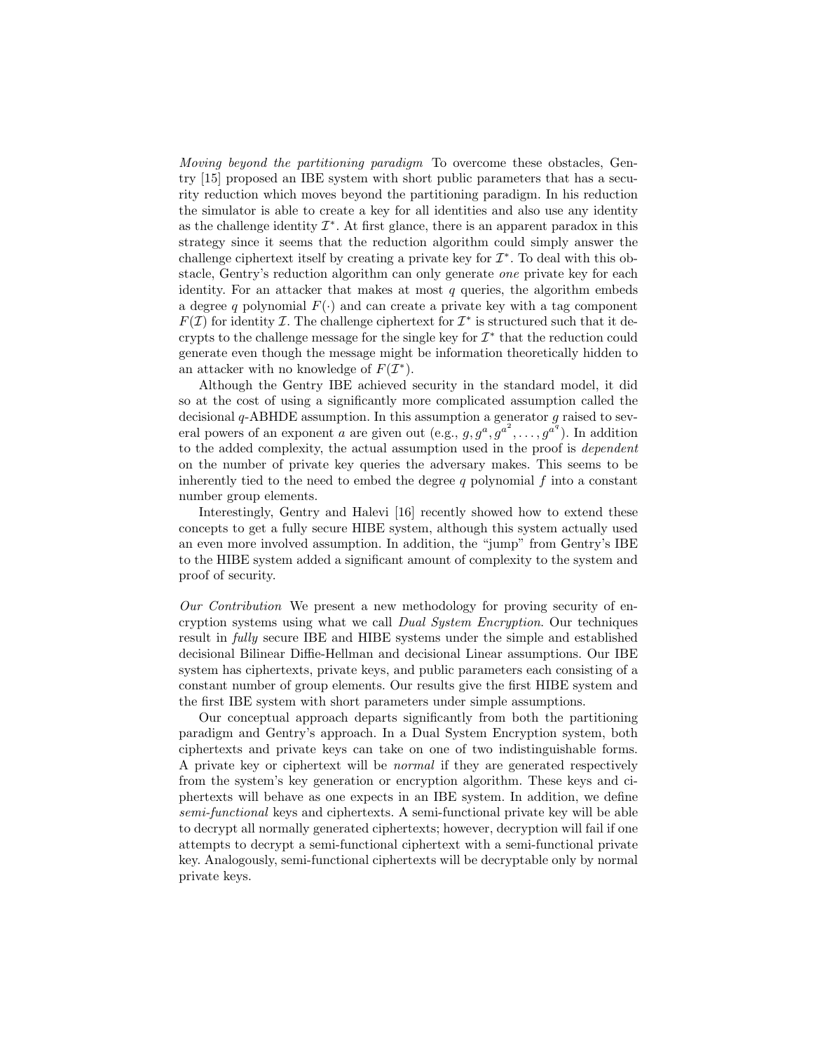*Moving beyond the partitioning paradigm* To overcome these obstacles, Gentry [15] proposed an IBE system with short public parameters that has a security reduction which moves beyond the partitioning paradigm. In his reduction the simulator is able to create a key for all identities and also use any identity as the challenge identity $\mathcal{I}^*$. At first glance, there is an apparent paradox in this strategy since it seems that the reduction algorithm could simply answer the challenge ciphertext itself by creating a private key for $\mathcal{I}^*$. To deal with this obstacle, Gentry's reduction algorithm can only generate *one* private key for each identity. For an attacker that makes at most $q$ queries, the algorithm embeds a degree $q$ polynomial $F(\cdot)$ and can create a private key with a tag component $F(\mathcal{I})$ for identity $\mathcal{I}$. The challenge ciphertext for $\mathcal{I}^*$ is structured such that it decrypts to the challenge message for the single key for $\mathcal{I}^*$ that the reduction could generate even though the message might be information theoretically hidden to an attacker with no knowledge of $F(\mathcal{I}^*)$.

Although the Gentry IBE achieved security in the standard model, it did so at the cost of using a significantly more complicated assumption called the decisional $q$-ABHDE assumption. In this assumption a generator $g$ raised to several powers of an exponent $a$ are given out (e.g., $g, g^a, g^{a^2}, \ldots, g^{a^q}$). In addition to the added complexity, the actual assumption used in the proof is *dependent* on the number of private key queries the adversary makes. This seems to be inherently tied to the need to embed the degree $q$ polynomial $f$ into a constant number group elements.

Interestingly, Gentry and Halevi [16] recently showed how to extend these concepts to get a fully secure HIBE system, although this system actually used an even more involved assumption. In addition, the "jump" from Gentry's IBE to the HIBE system added a significant amount of complexity to the system and proof of security.

*Our Contribution* We present a new methodology for proving security of encryption systems using what we call *Dual System Encryption*. Our techniques result in *fully* secure IBE and HIBE systems under the simple and established decisional Bilinear Diffie-Hellman and decisional Linear assumptions. Our IBE system has ciphertexts, private keys, and public parameters each consisting of a constant number of group elements. Our results give the first HIBE system and the first IBE system with short parameters under simple assumptions.

Our conceptual approach departs significantly from both the partitioning paradigm and Gentry's approach. In a Dual System Encryption system, both ciphertexts and private keys can take on one of two indistinguishable forms. A private key or ciphertext will be *normal* if they are generated respectively from the system's key generation or encryption algorithm. These keys and ciphertexts will behave as one expects in an IBE system. In addition, we define *semi-functional* keys and ciphertexts. A semi-functional private key will be able to decrypt all normally generated ciphertexts; however, decryption will fail if one attempts to decrypt a semi-functional ciphertext with a semi-functional private key. Analogously, semi-functional ciphertexts will be decryptable only by normal private keys.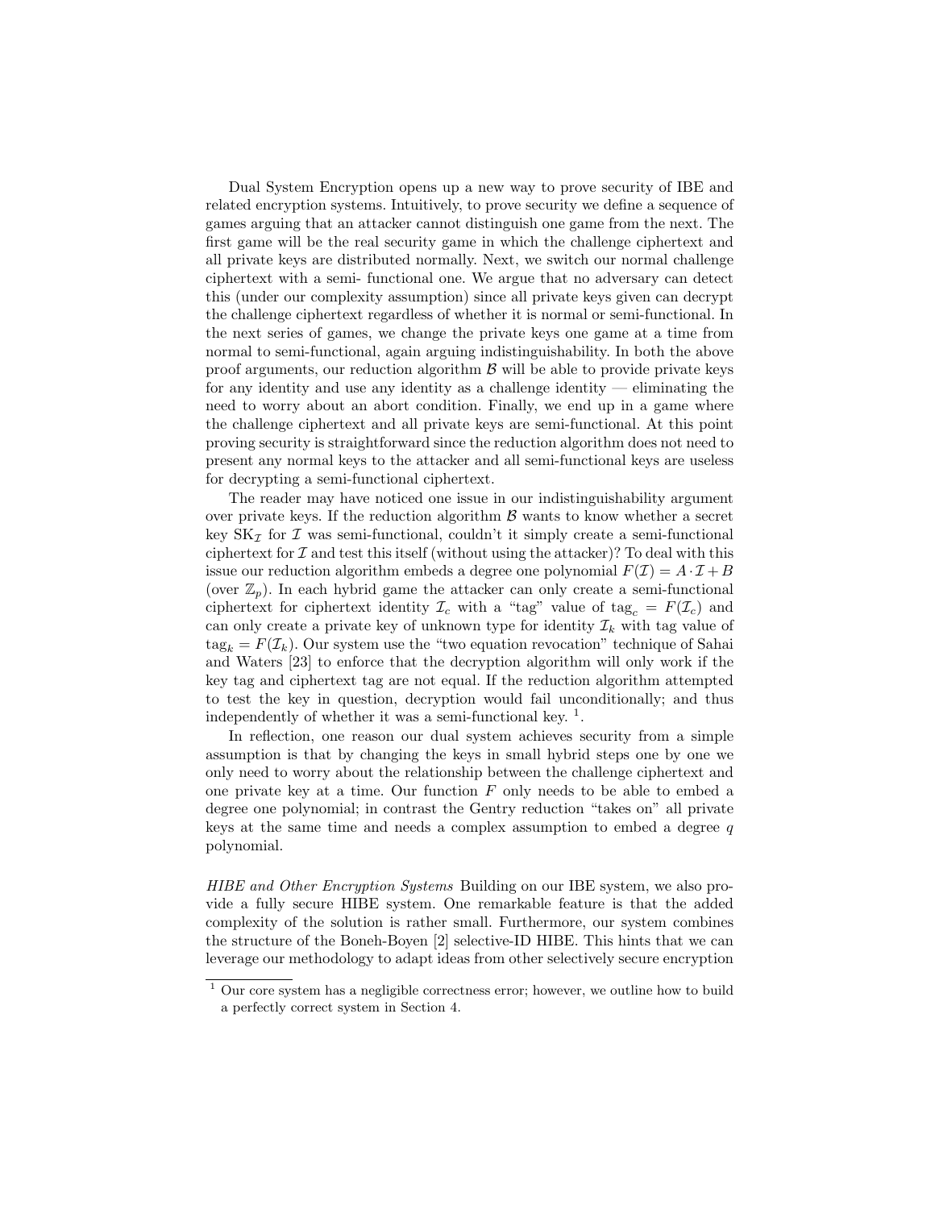Dual System Encryption opens up a new way to prove security of IBE and related encryption systems. Intuitively, to prove security we define a sequence of games arguing that an attacker cannot distinguish one game from the next. The first game will be the real security game in which the challenge ciphertext and all private keys are distributed normally. Next, we switch our normal challenge ciphertext with a semi- functional one. We argue that no adversary can detect this (under our complexity assumption) since all private keys given can decrypt the challenge ciphertext regardless of whether it is normal or semi-functional. In the next series of games, we change the private keys one game at a time from normal to semi-functional, again arguing indistinguishability. In both the above proof arguments, our reduction algorithm $\mathcal{B}$ will be able to provide private keys for any identity and use any identity as a challenge identity — eliminating the need to worry about an abort condition. Finally, we end up in a game where the challenge ciphertext and all private keys are semi-functional. At this point proving security is straightforward since the reduction algorithm does not need to present any normal keys to the attacker and all semi-functional keys are useless for decrypting a semi-functional ciphertext.

The reader may have noticed one issue in our indistinguishability argument over private keys. If the reduction algorithm $\mathcal{B}$ wants to know whether a secret key $\mathrm{SK}_{\mathcal{I}}$ for $\mathcal{I}$ was semi-functional, couldn't it simply create a semi-functional ciphertext for $\mathcal{I}$ and test this itself (without using the attacker)? To deal with this issue our reduction algorithm embeds a degree one polynomial $F(\mathcal{I}) = A \cdot \mathcal{I} + B$ (over $\mathbb{Z}_p$). In each hybrid game the attacker can only create a semi-functional ciphertext for ciphertext identity $\mathcal{I}_c$ with a "tag" value of $\mathrm{tag}_c = F(\mathcal{I}_c)$ and can only create a private key of unknown type for identity $\mathcal{I}_k$ with tag value of $\mathrm{tag}_k = F(\mathcal{I}_k)$. Our system use the "two equation revocation" technique of Sahai and Waters [23] to enforce that the decryption algorithm will only work if the key tag and ciphertext tag are not equal. If the reduction algorithm attempted to test the key in question, decryption would fail unconditionally; and thus independently of whether it was a semi-functional key. [1].

In reflection, one reason our dual system achieves security from a simple assumption is that by changing the keys in small hybrid steps one by one we only need to worry about the relationship between the challenge ciphertext and one private key at a time. Our function $F$ only needs to be able to embed a degree one polynomial; in contrast the Gentry reduction "takes on" all private keys at the same time and needs a complex assumption to embed a degree $q$ polynomial.

*HIBE and Other Encryption Systems* Building on our IBE system, we also provide a fully secure HIBE system. One remarkable feature is that the added complexity of the solution is rather small. Furthermore, our system combines the structure of the Boneh-Boyen [2] selective-ID HIBE. This hints that we can leverage our methodology to adapt ideas from other selectively secure encryption

[1] Our core system has a negligible correctness error; however, we outline how to build a perfectly correct system in Section 4.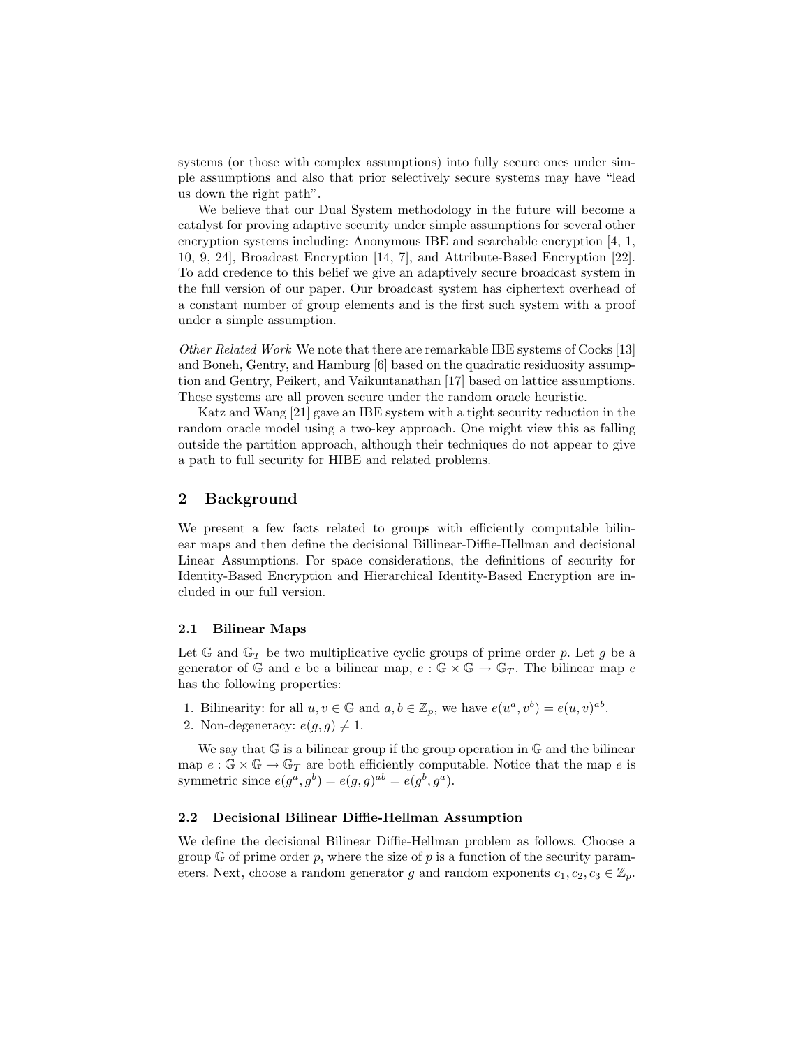systems (or those with complex assumptions) into fully secure ones under simple assumptions and also that prior selectively secure systems may have "lead us down the right path".

We believe that our Dual System methodology in the future will become a catalyst for proving adaptive security under simple assumptions for several other encryption systems including: Anonymous IBE and searchable encryption [4, 1, 10, 9, 24], Broadcast Encryption [14, 7], and Attribute-Based Encryption [22]. To add credence to this belief we give an adaptively secure broadcast system in the full version of our paper. Our broadcast system has ciphertext overhead of a constant number of group elements and is the first such system with a proof under a simple assumption.

*Other Related Work* We note that there are remarkable IBE systems of Cocks [13] and Boneh, Gentry, and Hamburg [6] based on the quadratic residuosity assumption and Gentry, Peikert, and Vaikuntanathan [17] based on lattice assumptions. These systems are all proven secure under the random oracle heuristic.

Katz and Wang [21] gave an IBE system with a tight security reduction in the random oracle model using a two-key approach. One might view this as falling outside the partition approach, although their techniques do not appear to give a path to full security for HIBE and related problems.

## 2 Background

We present a few facts related to groups with efficiently computable bilinear maps and then define the decisional Billinear-Diffie-Hellman and decisional Linear Assumptions. For space considerations, the definitions of security for Identity-Based Encryption and Hierarchical Identity-Based Encryption are included in our full version.

### 2.1 Bilinear Maps

Let $\mathbb{G}$ and $\mathbb{G}_T$ be two multiplicative cyclic groups of prime order $p$. Let $g$ be a generator of $\mathbb{G}$ and $e$ be a bilinear map, $e : \mathbb{G} \times \mathbb{G} \to \mathbb{G}_T$. The bilinear map $e$ has the following properties:

1. Bilinearity: for all $u, v \in \mathbb{G}$ and $a, b \in \mathbb{Z}_p$, we have $e(u^a, v^b) = e(u, v)^{ab}$.
2. Non-degeneracy: $e(g, g) \neq 1$.

We say that $\mathbb{G}$ is a bilinear group if the group operation in $\mathbb{G}$ and the bilinear map $e : \mathbb{G} \times \mathbb{G} \to \mathbb{G}_T$ are both efficiently computable. Notice that the map $e$ is symmetric since $e(g^a, g^b) = e(g, g)^{ab} = e(g^b, g^a)$.

### 2.2 Decisional Bilinear Diffie-Hellman Assumption

We define the decisional Bilinear Diffie-Hellman problem as follows. Choose a group $\mathbb{G}$ of prime order $p$, where the size of $p$ is a function of the security parameters. Next, choose a random generator $g$ and random exponents $c_1, c_2, c_3 \in \mathbb{Z}_p$.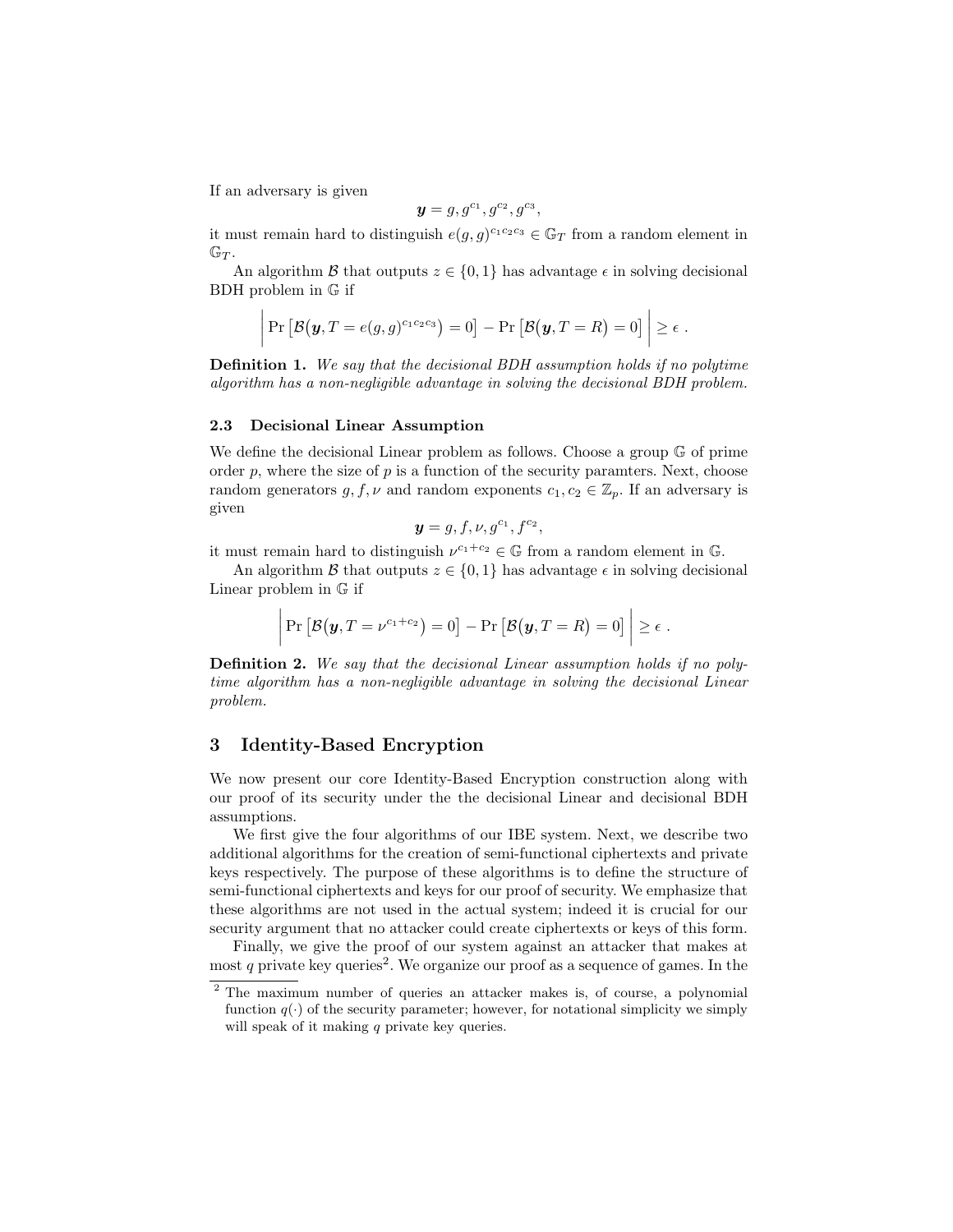If an adversary is given

$$\boldsymbol{y} = g, g^{c_1}, g^{c_2}, g^{c_3},$$

it must remain hard to distinguish $e(g,g)^{c_1 c_2 c_3} \in \mathbb{G}_T$ from a random element in $\mathbb{G}_T$.

An algorithm $\mathcal{B}$ that outputs $z \in \{0,1\}$ has advantage $\epsilon$ in solving decisional BDH problem in $\mathbb{G}$ if

$$\left| \Pr\left[\mathcal{B}\big(\boldsymbol{y}, T = e(g,g)^{c_1 c_2 c_3}\big) = 0\right] - \Pr\left[\mathcal{B}\big(\boldsymbol{y}, T = R\big) = 0\right] \right| \geq \epsilon \ .$$

**Definition 1.** *We say that the decisional BDH assumption holds if no polytime algorithm has a non-negligible advantage in solving the decisional BDH problem.*

### 2.3 Decisional Linear Assumption

We define the decisional Linear problem as follows. Choose a group $\mathbb{G}$ of prime order $p$, where the size of $p$ is a function of the security paramters. Next, choose random generators $g, f, \nu$ and random exponents $c_1, c_2 \in \mathbb{Z}_p$. If an adversary is given

$$\boldsymbol{y} = g, f, \nu, g^{c_1}, f^{c_2},$$

it must remain hard to distinguish $\nu^{c_1 + c_2} \in \mathbb{G}$ from a random element in $\mathbb{G}$.

An algorithm $\mathcal{B}$ that outputs $z \in \{0,1\}$ has advantage $\epsilon$ in solving decisional Linear problem in $\mathbb{G}$ if

$$\left| \Pr\left[\mathcal{B}\big(\boldsymbol{y}, T = \nu^{c_1 + c_2}\big) = 0\right] - \Pr\left[\mathcal{B}\big(\boldsymbol{y}, T = R\big) = 0\right] \right| \geq \epsilon \ .$$

**Definition 2.** *We say that the decisional Linear assumption holds if no polytime algorithm has a non-negligible advantage in solving the decisional Linear problem.*

## 3 Identity-Based Encryption

We now present our core Identity-Based Encryption construction along with our proof of its security under the the decisional Linear and decisional BDH assumptions.

We first give the four algorithms of our IBE system. Next, we describe two additional algorithms for the creation of semi-functional ciphertexts and private keys respectively. The purpose of these algorithms is to define the structure of semi-functional ciphertexts and keys for our proof of security. We emphasize that these algorithms are not used in the actual system; indeed it is crucial for our security argument that no attacker could create ciphertexts or keys of this form.

Finally, we give the proof of our system against an attacker that makes at most $q$ private key queries[2]. We organize our proof as a sequence of games. In the

[2] The maximum number of queries an attacker makes is, of course, a polynomial function $q(\cdot)$ of the security parameter; however, for notational simplicity we simply will speak of it making $q$ private key queries.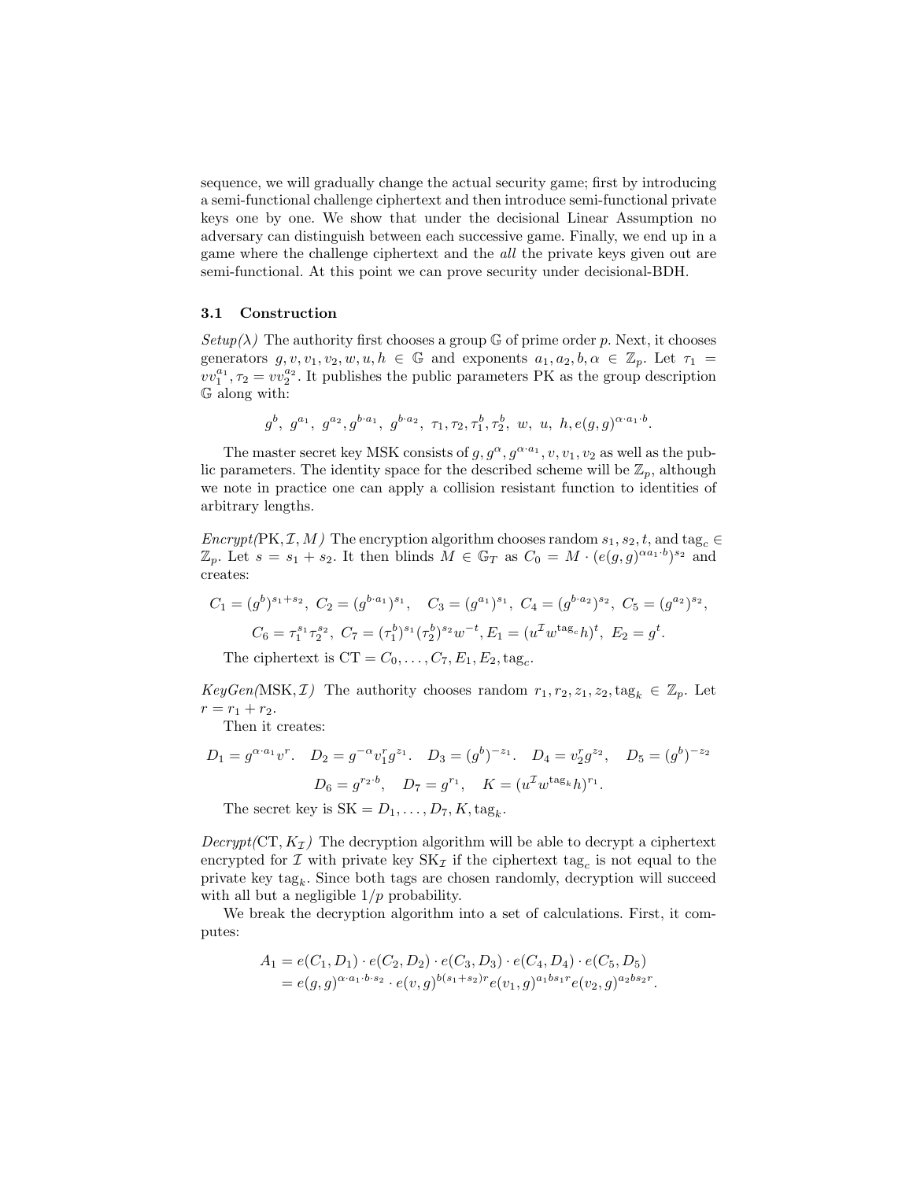sequence, we will gradually change the actual security game; first by introducing a semi-functional challenge ciphertext and then introduce semi-functional private keys one by one. We show that under the decisional Linear Assumption no adversary can distinguish between each successive game. Finally, we end up in a game where the challenge ciphertext and the *all* the private keys given out are semi-functional. At this point we can prove security under decisional-BDH.

### 3.1 Construction

*Setup($\lambda$)* The authority first chooses a group $\mathbb{G}$ of prime order $p$. Next, it chooses generators $g, v, v_1, v_2, w, u, h \in \mathbb{G}$ and exponents $a_1, a_2, b, \alpha \in \mathbb{Z}_p$. Let $\tau_1 = vv_1^{a_1}, \tau_2 = vv_2^{a_2}$. It publishes the public parameters PK as the group description $\mathbb{G}$ along with:

$$g^b,\ g^{a_1},\ g^{a_2}, g^{b\cdot a_1},\ g^{b\cdot a_2},\ \tau_1, \tau_2, \tau_1^b, \tau_2^b,\ w,\ u,\ h, e(g,g)^{\alpha\cdot a_1\cdot b}.$$

The master secret key MSK consists of $g, g^{\alpha}, g^{\alpha\cdot a_1}, v, v_1, v_2$ as well as the public parameters. The identity space for the described scheme will be $\mathbb{Z}_p$, although we note in practice one can apply a collision resistant function to identities of arbitrary lengths.

*Encrypt(PK, $\mathcal{I}$, $M$)* The encryption algorithm chooses random $s_1, s_2, t$, and $\text{tag}_c \in \mathbb{Z}_p$. Let $s = s_1 + s_2$. It then blinds $M \in \mathbb{G}_T$ as $C_0 = M \cdot (e(g,g)^{\alpha a_1 \cdot b})^{s_2}$ and creates:

$$C_1 = (g^b)^{s_1+s_2},\ C_2 = (g^{b\cdot a_1})^{s_1},\quad C_3 = (g^{a_1})^{s_1},\ C_4 = (g^{b\cdot a_2})^{s_2},\ C_5 = (g^{a_2})^{s_2},$$

$$C_6 = \tau_1^{s_1}\tau_2^{s_2},\ C_7 = (\tau_1^b)^{s_1}(\tau_2^b)^{s_2}w^{-t}, E_1 = (u^{\mathcal{I}}w^{\text{tag}_c}h)^t,\ E_2 = g^t.$$

The ciphertext is $\text{CT} = C_0, \ldots, C_7, E_1, E_2, \text{tag}_c$.

*KeyGen(MSK, $\mathcal{I}$)* The authority chooses random $r_1, r_2, z_1, z_2, \text{tag}_k \in \mathbb{Z}_p$. Let $r = r_1 + r_2$.

Then it creates:

$$D_1 = g^{\alpha\cdot a_1}v^r.\quad D_2 = g^{-\alpha}v_1^r g^{z_1}.\quad D_3 = (g^b)^{-z_1}.\quad D_4 = v_2^r g^{z_2},\quad D_5 = (g^b)^{-z_2}$$

$$D_6 = g^{r_2\cdot b},\quad D_7 = g^{r_1},\quad K = (u^{\mathcal{I}}w^{\text{tag}_k}h)^{r_1}.$$

The secret key is $\text{SK} = D_1, \ldots, D_7, K, \text{tag}_k$.

*Decrypt(CT, $K_{\mathcal{I}}$)* The decryption algorithm will be able to decrypt a ciphertext encrypted for $\mathcal{I}$ with private key $\text{SK}_{\mathcal{I}}$ if the ciphertext $\text{tag}_c$ is not equal to the private key $\text{tag}_k$. Since both tags are chosen randomly, decryption will succeed with all but a negligible $1/p$ probability.

We break the decryption algorithm into a set of calculations. First, it computes:

$$\begin{aligned} A_1 &= e(C_1, D_1)\cdot e(C_2, D_2)\cdot e(C_3, D_3)\cdot e(C_4, D_4)\cdot e(C_5, D_5) \\ &= e(g,g)^{\alpha\cdot a_1\cdot b\cdot s_2}\cdot e(v,g)^{b(s_1+s_2)r}e(v_1,g)^{a_1 b s_1 r}e(v_2,g)^{a_2 b s_2 r}. \end{aligned}$$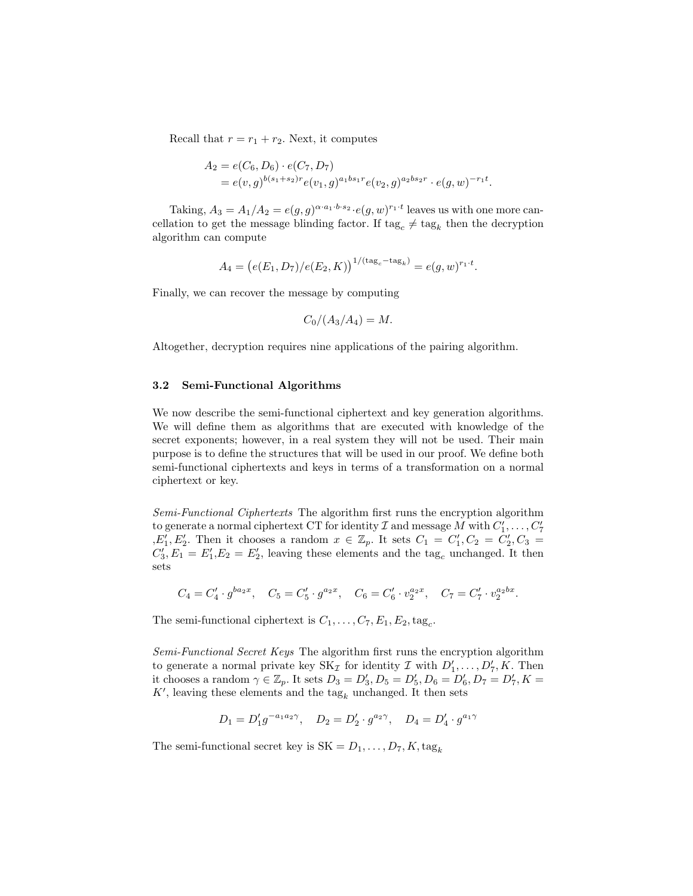Recall that $r = r_1 + r_2$. Next, it computes

$$
\begin{aligned}
A_2 &= e(C_6, D_6) \cdot e(C_7, D_7) \\
&= e(v, g)^{b(s_1+s_2)r} e(v_1, g)^{a_1 b s_1 r} e(v_2, g)^{a_2 b s_2 r} \cdot e(g, w)^{-r_1 t}.
\end{aligned}
$$

Taking, $A_3 = A_1/A_2 = e(g, g)^{\alpha \cdot a_1 \cdot b \cdot s_2} \cdot e(g, w)^{r_1 \cdot t}$ leaves us with one more cancellation to get the message blinding factor. If $\text{tag}_c \neq \text{tag}_k$ then the decryption algorithm can compute

$$
A_4 = \left( e(E_1, D_7)/e(E_2, K) \right)^{1/(\text{tag}_c - \text{tag}_k)} = e(g, w)^{r_1 \cdot t}.
$$

Finally, we can recover the message by computing

$$
C_0/(A_3/A_4) = M.
$$

Altogether, decryption requires nine applications of the pairing algorithm.

### 3.2 Semi-Functional Algorithms

We now describe the semi-functional ciphertext and key generation algorithms. We will define them as algorithms that are executed with knowledge of the secret exponents; however, in a real system they will not be used. Their main purpose is to define the structures that will be used in our proof. We define both semi-functional ciphertexts and keys in terms of a transformation on a normal ciphertext or key.

*Semi-Functional Ciphertexts* The algorithm first runs the encryption algorithm to generate a normal ciphertext CT for identity $\mathcal{I}$ and message $M$ with $C'_1, \ldots, C'_7, E'_1, E'_2$. Then it chooses a random $x \in \mathbb{Z}_p$. It sets $C_1 = C'_1, C_2 = C'_2, C_3 = C'_3, E_1 = E'_1, E_2 = E'_2$, leaving these elements and the $\text{tag}_c$ unchanged. It then sets

$$
C_4 = C'_4 \cdot g^{b a_2 x}, \quad C_5 = C'_5 \cdot g^{a_2 x}, \quad C_6 = C'_6 \cdot v_2^{a_2 x}, \quad C_7 = C'_7 \cdot v_2^{a_2 b x}.
$$

The semi-functional ciphertext is $C_1, \ldots, C_7, E_1, E_2, \text{tag}_c$.

*Semi-Functional Secret Keys* The algorithm first runs the encryption algorithm to generate a normal private key $\text{SK}_{\mathcal{I}}$ for identity $\mathcal{I}$ with $D'_1, \ldots, D'_7, K$. Then it chooses a random $\gamma \in \mathbb{Z}_p$. It sets $D_3 = D'_3, D_5 = D'_5, D_6 = D'_6, D_7 = D'_7, K = K'$, leaving these elements and the $\text{tag}_k$ unchanged. It then sets

$$
D_1 = D'_1 g^{-a_1 a_2 \gamma}, \quad D_2 = D'_2 \cdot g^{a_2 \gamma}, \quad D_4 = D'_4 \cdot g^{a_1 \gamma}
$$

The semi-functional secret key is $\text{SK} = D_1, \ldots, D_7, K, \text{tag}_k$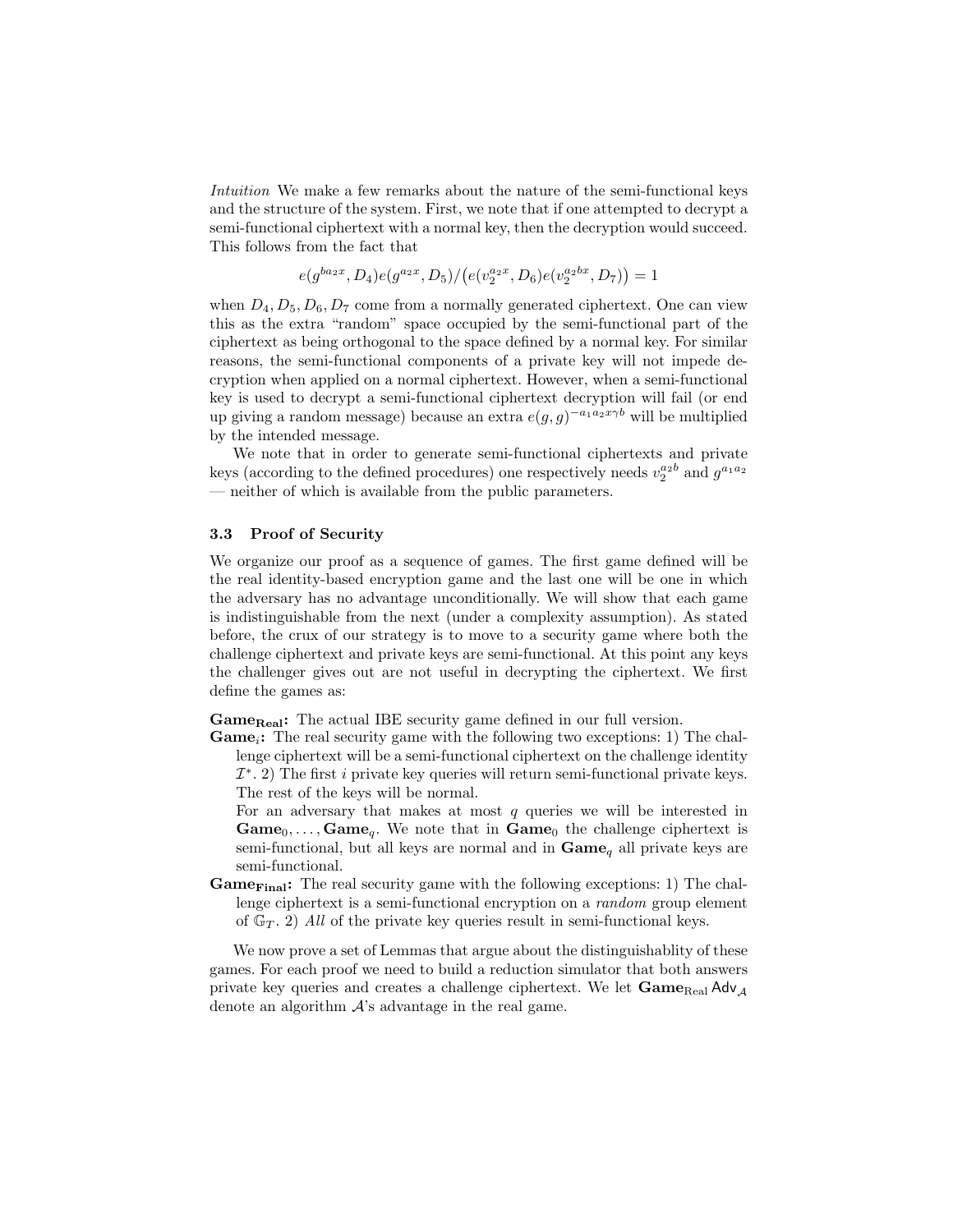*Intuition* We make a few remarks about the nature of the semi-functional keys and the structure of the system. First, we note that if one attempted to decrypt a semi-functional ciphertext with a normal key, then the decryption would succeed. This follows from the fact that

$$e(g^{ba_2x}, D_4)e(g^{a_2x}, D_5)/\big(e(v_2^{a_2x}, D_6)e(v_2^{a_2bx}, D_7)\big) = 1$$

when $D_4, D_5, D_6, D_7$ come from a normally generated ciphertext. One can view this as the extra "random" space occupied by the semi-functional part of the ciphertext as being orthogonal to the space defined by a normal key. For similar reasons, the semi-functional components of a private key will not impede decryption when applied on a normal ciphertext. However, when a semi-functional key is used to decrypt a semi-functional ciphertext decryption will fail (or end up giving a random message) because an extra $e(g,g)^{-a_1a_2x\gamma b}$ will be multiplied by the intended message.

We note that in order to generate semi-functional ciphertexts and private keys (according to the defined procedures) one respectively needs $v_2^{a_2b}$ and $g^{a_1a_2}$ — neither of which is available from the public parameters.

### 3.3 Proof of Security

We organize our proof as a sequence of games. The first game defined will be the real identity-based encryption game and the last one will be one in which the adversary has no advantage unconditionally. We will show that each game is indistinguishable from the next (under a complexity assumption). As stated before, the crux of our strategy is to move to a security game where both the challenge ciphertext and private keys are semi-functional. At this point any keys the challenger gives out are not useful in decrypting the ciphertext. We first define the games as:

**$\mathbf{Game_{Real}}$:** The actual IBE security game defined in our full version.

**$\mathbf{Game}_i$:** The real security game with the following two exceptions: 1) The challenge ciphertext will be a semi-functional ciphertext on the challenge identity $\mathcal{I}^*$. 2) The first $i$ private key queries will return semi-functional private keys. The rest of the keys will be normal.

For an adversary that makes at most $q$ queries we will be interested in $\mathbf{Game}_0, \ldots, \mathbf{Game}_q$. We note that in $\mathbf{Game}_0$ the challenge ciphertext is semi-functional, but all keys are normal and in $\mathbf{Game}_q$ all private keys are semi-functional.

**$\mathbf{Game_{Final}}$:** The real security game with the following exceptions: 1) The challenge ciphertext is a semi-functional encryption on a *random* group element of $\mathbb{G}_T$. 2) *All* of the private key queries result in semi-functional keys.

We now prove a set of Lemmas that argue about the distinguishablity of these games. For each proof we need to build a reduction simulator that both answers private key queries and creates a challenge ciphertext. We let $\mathbf{Game}_{\text{Real}}\,\mathsf{Adv}_{\mathcal{A}}$ denote an algorithm $\mathcal{A}$'s advantage in the real game.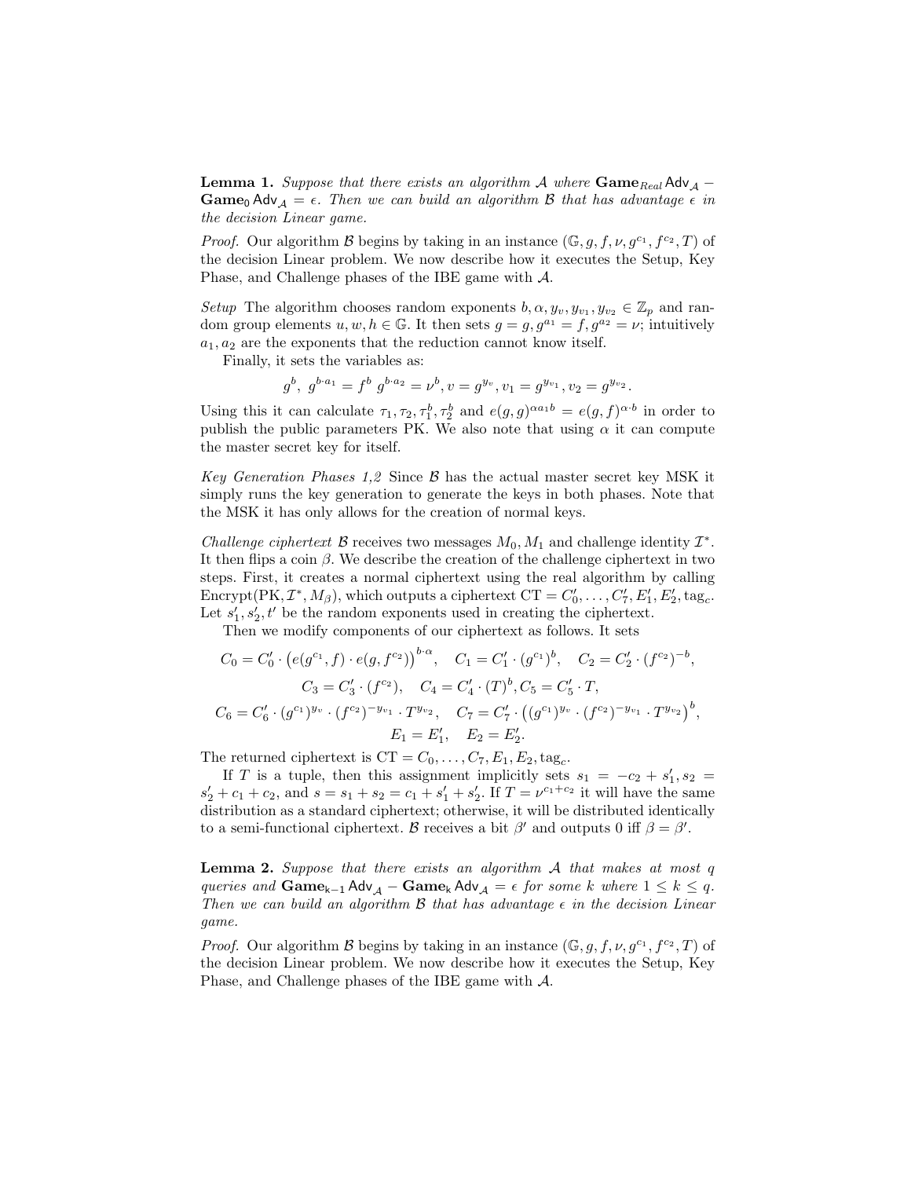**Lemma 1.** *Suppose that there exists an algorithm $\mathcal{A}$ where $\mathbf{Game}_{Real}\,\mathsf{Adv}_{\mathcal{A}} - \mathbf{Game}_0\,\mathsf{Adv}_{\mathcal{A}} = \epsilon$. Then we can build an algorithm $\mathcal{B}$ that has advantage $\epsilon$ in the decision Linear game.*

*Proof.* Our algorithm $\mathcal{B}$ begins by taking in an instance $(\mathbb{G}, g, f, \nu, g^{c_1}, f^{c_2}, T)$ of the decision Linear problem. We now describe how it executes the Setup, Key Phase, and Challenge phases of the IBE game with $\mathcal{A}$.

*Setup* The algorithm chooses random exponents $b, \alpha, y_v, y_{v_1}, y_{v_2} \in \mathbb{Z}_p$ and random group elements $u, w, h \in \mathbb{G}$. It then sets $g = g, g^{a_1} = f, g^{a_2} = \nu$; intuitively $a_1, a_2$ are the exponents that the reduction cannot know itself.

Finally, it sets the variables as:

$$g^b,\ g^{b \cdot a_1} = f^b\ g^{b \cdot a_2} = \nu^b, v = g^{y_v}, v_1 = g^{y_{v_1}}, v_2 = g^{y_{v_2}}.$$

Using this it can calculate $\tau_1, \tau_2, \tau_1^b, \tau_2^b$ and $e(g,g)^{\alpha a_1 b} = e(g,f)^{\alpha \cdot b}$ in order to publish the public parameters PK. We also note that using $\alpha$ it can compute the master secret key for itself.

*Key Generation Phases 1,2* Since $\mathcal{B}$ has the actual master secret key MSK it simply runs the key generation to generate the keys in both phases. Note that the MSK it has only allows for the creation of normal keys.

*Challenge ciphertext* $\mathcal{B}$ receives two messages $M_0, M_1$ and challenge identity $\mathcal{I}^*$. It then flips a coin $\beta$. We describe the creation of the challenge ciphertext in two steps. First, it creates a normal ciphertext using the real algorithm by calling Encrypt(PK, $\mathcal{I}^*, M_\beta$), which outputs a ciphertext $\mathrm{CT} = C'_0, \ldots, C'_7, E'_1, E'_2, \mathrm{tag}_c$. Let $s'_1, s'_2, t'$ be the random exponents used in creating the ciphertext.

Then we modify components of our ciphertext as follows. It sets

$$C_0 = C'_0 \cdot \left(e(g^{c_1}, f) \cdot e(g, f^{c_2})\right)^{b \cdot \alpha}, \quad C_1 = C'_1 \cdot (g^{c_1})^b, \quad C_2 = C'_2 \cdot (f^{c_2})^{-b},$$

$$C_3 = C'_3 \cdot (f^{c_2}), \quad C_4 = C'_4 \cdot (T)^b, C_5 = C'_5 \cdot T,$$

$$C_6 = C'_6 \cdot (g^{c_1})^{y_v} \cdot (f^{c_2})^{-y_{v_1}} \cdot T^{y_{v_2}}, \quad C_7 = C'_7 \cdot \left((g^{c_1})^{y_v} \cdot (f^{c_2})^{-y_{v_1}} \cdot T^{y_{v_2}}\right)^b,$$

$$E_1 = E'_1, \quad E_2 = E'_2.$$

The returned ciphertext is $\mathrm{CT} = C_0, \ldots, C_7, E_1, E_2, \mathrm{tag}_c$.

If $T$ is a tuple, then this assignment implicitly sets $s_1 = -c_2 + s'_1, s_2 = s'_2 + c_1 + c_2$, and $s = s_1 + s_2 = c_1 + s'_1 + s'_2$. If $T = \nu^{c_1 + c_2}$ it will have the same distribution as a standard ciphertext; otherwise, it will be distributed identically to a semi-functional ciphertext. $\mathcal{B}$ receives a bit $\beta'$ and outputs 0 iff $\beta = \beta'$.

**Lemma 2.** *Suppose that there exists an algorithm $\mathcal{A}$ that makes at most $q$ queries and $\mathbf{Game}_{\mathsf{k}-1}\,\mathsf{Adv}_{\mathcal{A}} - \mathbf{Game}_{\mathsf{k}}\,\mathsf{Adv}_{\mathcal{A}} = \epsilon$ for some $k$ where $1 \le k \le q$. Then we can build an algorithm $\mathcal{B}$ that has advantage $\epsilon$ in the decision Linear game.*

*Proof.* Our algorithm $\mathcal{B}$ begins by taking in an instance $(\mathbb{G}, g, f, \nu, g^{c_1}, f^{c_2}, T)$ of the decision Linear problem. We now describe how it executes the Setup, Key Phase, and Challenge phases of the IBE game with $\mathcal{A}$.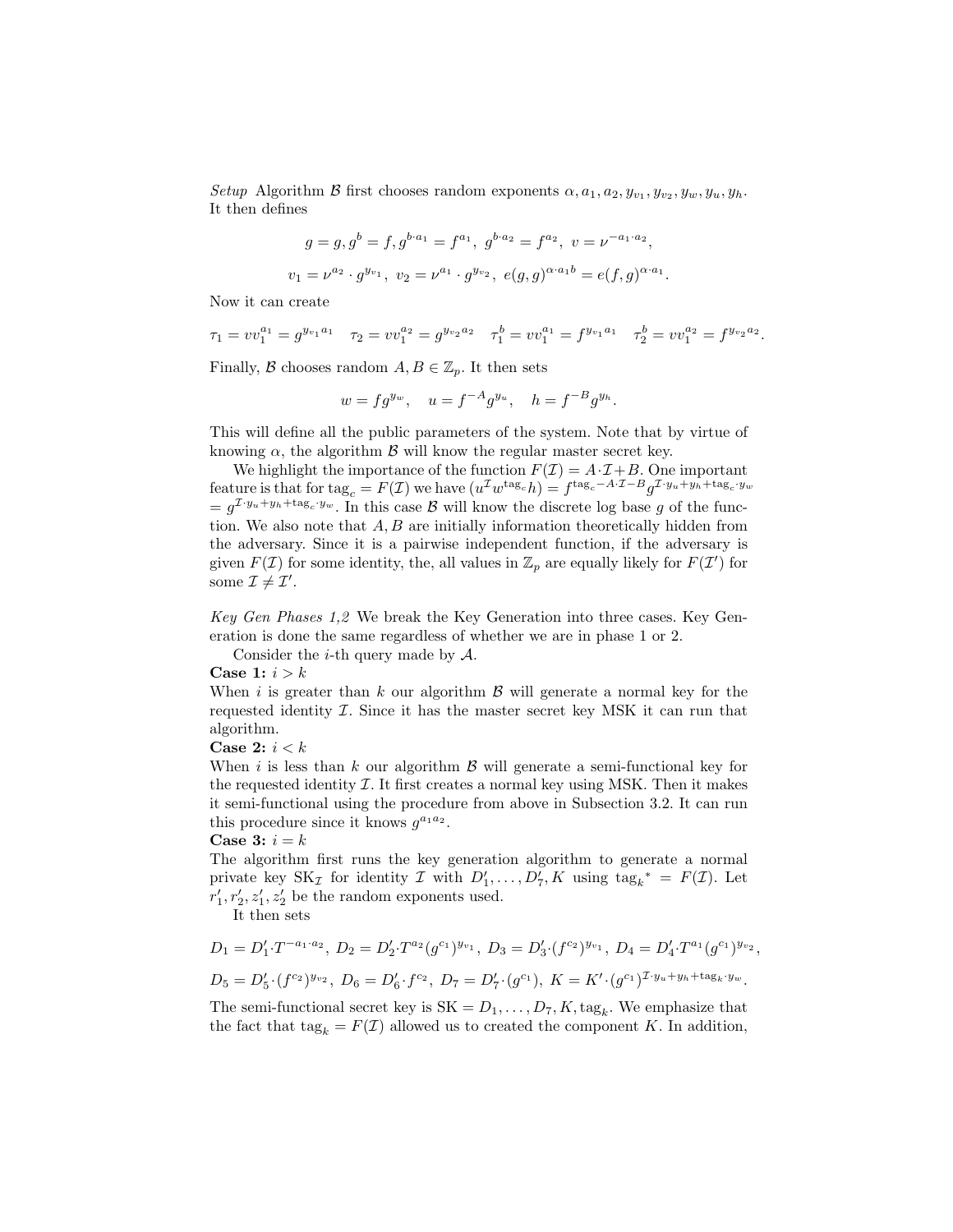*Setup* Algorithm $\mathcal{B}$ first chooses random exponents $\alpha, a_1, a_2, y_{v_1}, y_{v_2}, y_w, y_u, y_h$. It then defines

$$g = g, g^b = f, g^{b \cdot a_1} = f^{a_1},\ g^{b \cdot a_2} = f^{a_2},\ v = \nu^{-a_1 \cdot a_2},$$

$$v_1 = \nu^{a_2} \cdot g^{y_{v_1}},\ v_2 = \nu^{a_1} \cdot g^{y_{v_2}},\ e(g,g)^{\alpha \cdot a_1 b} = e(f,g)^{\alpha \cdot a_1}.$$

Now it can create

$$\tau_1 = vv_1^{a_1} = g^{y_{v_1} a_1} \quad \tau_2 = vv_1^{a_2} = g^{y_{v_2} a_2} \quad \tau_1^b = vv_1^{a_1} = f^{y_{v_1} a_1} \quad \tau_2^b = vv_1^{a_2} = f^{y_{v_2} a_2}.$$

Finally, $\mathcal{B}$ chooses random $A, B \in \mathbb{Z}_p$. It then sets

$$w = fg^{y_w}, \quad u = f^{-A} g^{y_u}, \quad h = f^{-B} g^{y_h}.$$

This will define all the public parameters of the system. Note that by virtue of knowing $\alpha$, the algorithm $\mathcal{B}$ will know the regular master secret key.

We highlight the importance of the function $F(\mathcal{I}) = A \cdot \mathcal{I} + B$. One important feature is that for $\text{tag}_c = F(\mathcal{I})$ we have $(u^{\mathcal{I}} w^{\text{tag}_c} h) = f^{\text{tag}_c - A \cdot \mathcal{I} - B} g^{\mathcal{I} \cdot y_u + y_h + \text{tag}_c \cdot y_w}$ $= g^{\mathcal{I} \cdot y_u + y_h + \text{tag}_c \cdot y_w}$. In this case $\mathcal{B}$ will know the discrete log base $g$ of the function. We also note that $A, B$ are initially information theoretically hidden from the adversary. Since it is a pairwise independent function, if the adversary is given $F(\mathcal{I})$ for some identity, the, all values in $\mathbb{Z}_p$ are equally likely for $F(\mathcal{I}')$ for some $\mathcal{I} \neq \mathcal{I}'$.

*Key Gen Phases 1,2* We break the Key Generation into three cases. Key Generation is done the same regardless of whether we are in phase 1 or 2.

Consider the $i$-th query made by $\mathcal{A}$.

**Case 1:** $i > k$
When $i$ is greater than $k$ our algorithm $\mathcal{B}$ will generate a normal key for the requested identity $\mathcal{I}$. Since it has the master secret key MSK it can run that algorithm.

**Case 2:** $i < k$
When $i$ is less than $k$ our algorithm $\mathcal{B}$ will generate a semi-functional key for the requested identity $\mathcal{I}$. It first creates a normal key using MSK. Then it makes it semi-functional using the procedure from above in Subsection 3.2. It can run this procedure since it knows $g^{a_1 a_2}$.

**Case 3:** $i = k$
The algorithm first runs the key generation algorithm to generate a normal private key $\text{SK}_{\mathcal{I}}$ for identity $\mathcal{I}$ with $D'_1, \ldots, D'_7, K$ using $\text{tag}_k{}^* = F(\mathcal{I})$. Let $r'_1, r'_2, z'_1, z'_2$ be the random exponents used.

It then sets

$$D_1 = D'_1 \cdot T^{-a_1 \cdot a_2},\ D_2 = D'_2 \cdot T^{a_2} (g^{c_1})^{y_{v_1}},\ D_3 = D'_3 \cdot (f^{c_2})^{y_{v_1}},\ D_4 = D'_4 \cdot T^{a_1} (g^{c_1})^{y_{v_2}},$$

$$D_5 = D'_5 \cdot (f^{c_2})^{y_{v_2}},\ D_6 = D'_6 \cdot f^{c_2},\ D_7 = D'_7 \cdot (g^{c_1}),\ K = K' \cdot (g^{c_1})^{\mathcal{I} \cdot y_u + y_h + \text{tag}_k \cdot y_w}.$$

The semi-functional secret key is $\text{SK} = D_1, \ldots, D_7, K, \text{tag}_k$. We emphasize that the fact that $\text{tag}_k = F(\mathcal{I})$ allowed us to created the component $K$. In addition,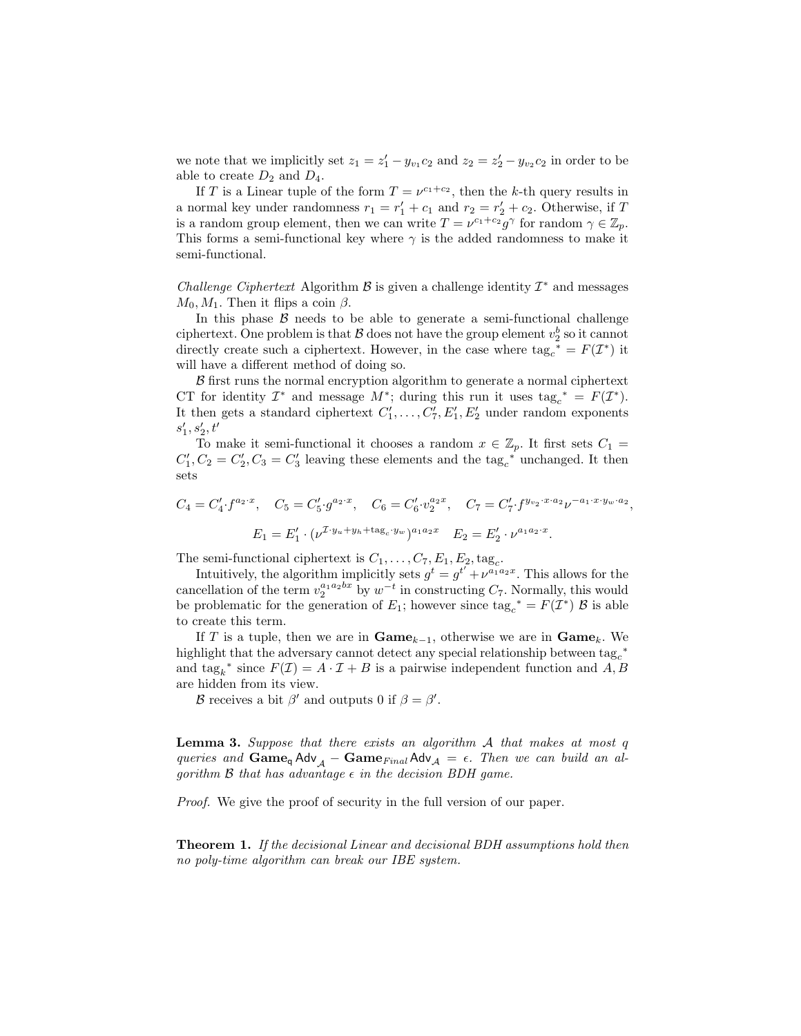we note that we implicitly set $z_1 = z_1' - y_{v_1} c_2$ and $z_2 = z_2' - y_{v_2} c_2$ in order to be able to create $D_2$ and $D_4$.

If $T$ is a Linear tuple of the form $T = \nu^{c_1+c_2}$, then the $k$-th query results in a normal key under randomness $r_1 = r_1' + c_1$ and $r_2 = r_2' + c_2$. Otherwise, if $T$ is a random group element, then we can write $T = \nu^{c_1+c_2} g^{\gamma}$ for random $\gamma \in \mathbb{Z}_p$. This forms a semi-functional key where $\gamma$ is the added randomness to make it semi-functional.

*Challenge Ciphertext* Algorithm $\mathcal{B}$ is given a challenge identity $\mathcal{I}^*$ and messages $M_0, M_1$. Then it flips a coin $\beta$.

In this phase $\mathcal{B}$ needs to be able to generate a semi-functional challenge ciphertext. One problem is that $\mathcal{B}$ does not have the group element $v_2^b$ so it cannot directly create such a ciphertext. However, in the case where $\text{tag}_c{}^* = F(\mathcal{I}^*)$ it will have a different method of doing so.

$\mathcal{B}$ first runs the normal encryption algorithm to generate a normal ciphertext CT for identity $\mathcal{I}^*$ and message $M^*$; during this run it uses $\text{tag}_c{}^* = F(\mathcal{I}^*)$. It then gets a standard ciphertext $C_1', \ldots, C_7', E_1', E_2'$ under random exponents $s_1', s_2', t'$

To make it semi-functional it chooses a random $x \in \mathbb{Z}_p$. It first sets $C_1 = C_1', C_2 = C_2', C_3 = C_3'$ leaving these elements and the $\text{tag}_c{}^*$ unchanged. It then sets

$$C_4 = C_4' \cdot f^{a_2 \cdot x}, \quad C_5 = C_5' \cdot g^{a_2 \cdot x}, \quad C_6 = C_6' \cdot v_2^{a_2 x}, \quad C_7 = C_7' \cdot f^{y_{v_2} \cdot x \cdot a_2} \nu^{-a_1 \cdot x \cdot y_w \cdot a_2},$$

$$E_1 = E_1' \cdot (\nu^{\mathcal{I} \cdot y_u + y_h + \text{tag}_c \cdot y_w})^{a_1 a_2 x} \quad E_2 = E_2' \cdot \nu^{a_1 a_2 \cdot x}.$$

The semi-functional ciphertext is $C_1, \ldots, C_7, E_1, E_2, \text{tag}_c$.

Intuitively, the algorithm implicitly sets $g^t = g^{t'} + \nu^{a_1 a_2 x}$. This allows for the cancellation of the term $v_2^{a_1 a_2 b x}$ by $w^{-t}$ in constructing $C_7$. Normally, this would be problematic for the generation of $E_1$; however since $\text{tag}_c{}^* = F(\mathcal{I}^*)$ $\mathcal{B}$ is able to create this term.

If $T$ is a tuple, then we are in $\mathbf{Game}_{k-1}$, otherwise we are in $\mathbf{Game}_k$. We highlight that the adversary cannot detect any special relationship between $\text{tag}_c{}^*$ and $\text{tag}_k{}^*$ since $F(\mathcal{I}) = A \cdot \mathcal{I} + B$ is a pairwise independent function and $A, B$ are hidden from its view.

$\mathcal{B}$ receives a bit $\beta'$ and outputs 0 if $\beta = \beta'$.

**Lemma 3.** *Suppose that there exists an algorithm $\mathcal{A}$ that makes at most $q$ queries and $\mathbf{Game}_{\mathsf{q}} \mathsf{Adv}_{\mathcal{A}} - \mathbf{Game}_{Final} \mathsf{Adv}_{\mathcal{A}} = \epsilon$. Then we can build an algorithm $\mathcal{B}$ that has advantage $\epsilon$ in the decision BDH game.*

*Proof.* We give the proof of security in the full version of our paper.

**Theorem 1.** *If the decisional Linear and decisional BDH assumptions hold then no poly-time algorithm can break our IBE system.*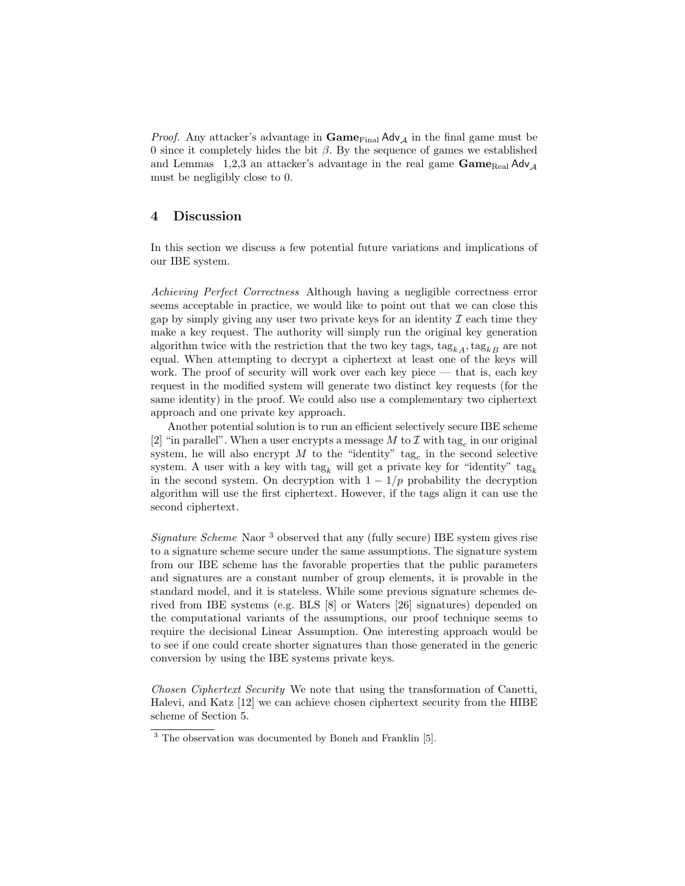*Proof.* Any attacker's advantage in $\mathbf{Game}_{\text{Final}}\,\mathsf{Adv}_{\mathcal{A}}$ in the final game must be 0 since it completely hides the bit $\beta$. By the sequence of games we established and Lemmas 1,2,3 an attacker's advantage in the real game $\mathbf{Game}_{\text{Real}}\,\mathsf{Adv}_{\mathcal{A}}$ must be negligibly close to 0.

## 4 Discussion

In this section we discuss a few potential future variations and implications of our IBE system.

*Achieving Perfect Correctness* Although having a negligible correctness error seems acceptable in practice, we would like to point out that we can close this gap by simply giving any user two private keys for an identity $\mathcal{I}$ each time they make a key request. The authority will simply run the original key generation algorithm twice with the restriction that the two key tags, $\text{tag}_{kA}, \text{tag}_{kB}$ are not equal. When attempting to decrypt a ciphertext at least one of the keys will work. The proof of security will work over each key piece — that is, each key request in the modified system will generate two distinct key requests (for the same identity) in the proof. We could also use a complementary two ciphertext approach and one private key approach.

Another potential solution is to run an efficient selectively secure IBE scheme [2] "in parallel". When a user encrypts a message $M$ to $\mathcal{I}$ with $\text{tag}_c$ in our original system, he will also encrypt $M$ to the "identity" $\text{tag}_c$ in the second selective system. A user with a key with $\text{tag}_k$ will get a private key for "identity" $\text{tag}_k$ in the second system. On decryption with $1 - 1/p$ probability the decryption algorithm will use the first ciphertext. However, if the tags align it can use the second ciphertext.

*Signature Scheme* Naor [3] observed that any (fully secure) IBE system gives rise to a signature scheme secure under the same assumptions. The signature system from our IBE scheme has the favorable properties that the public parameters and signatures are a constant number of group elements, it is provable in the standard model, and it is stateless. While some previous signature schemes derived from IBE systems (e.g. BLS [8] or Waters [26] signatures) depended on the computational variants of the assumptions, our proof technique seems to require the decisional Linear Assumption. One interesting approach would be to see if one could create shorter signatures than those generated in the generic conversion by using the IBE systems private keys.

*Chosen Ciphertext Security* We note that using the transformation of Canetti, Halevi, and Katz [12] we can achieve chosen ciphertext security from the HIBE scheme of Section 5.

[3] The observation was documented by Boneh and Franklin [5].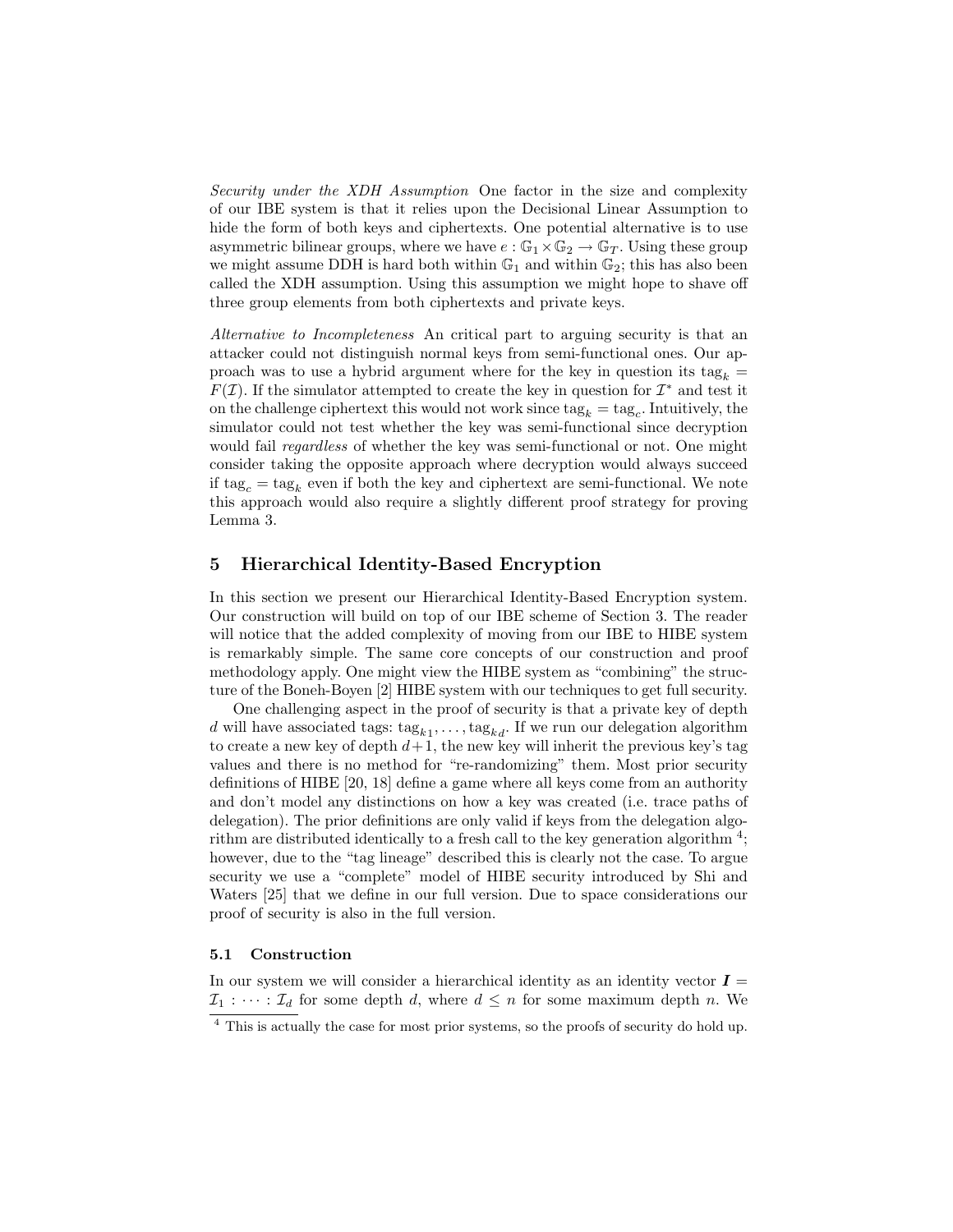*Security under the XDH Assumption* One factor in the size and complexity of our IBE system is that it relies upon the Decisional Linear Assumption to hide the form of both keys and ciphertexts. One potential alternative is to use asymmetric bilinear groups, where we have $e : \mathbb{G}_1 \times \mathbb{G}_2 \rightarrow \mathbb{G}_T$. Using these group we might assume DDH is hard both within $\mathbb{G}_1$ and within $\mathbb{G}_2$; this has also been called the XDH assumption. Using this assumption we might hope to shave off three group elements from both ciphertexts and private keys.

*Alternative to Incompleteness* An critical part to arguing security is that an attacker could not distinguish normal keys from semi-functional ones. Our approach was to use a hybrid argument where for the key in question its $\text{tag}_k = F(\mathcal{I})$. If the simulator attempted to create the key in question for $\mathcal{I}^*$ and test it on the challenge ciphertext this would not work since $\text{tag}_k = \text{tag}_c$. Intuitively, the simulator could not test whether the key was semi-functional since decryption would fail *regardless* of whether the key was semi-functional or not. One might consider taking the opposite approach where decryption would always succeed if $\text{tag}_c = \text{tag}_k$ even if both the key and ciphertext are semi-functional. We note this approach would also require a slightly different proof strategy for proving Lemma 3.

## 5 Hierarchical Identity-Based Encryption

In this section we present our Hierarchical Identity-Based Encryption system. Our construction will build on top of our IBE scheme of Section 3. The reader will notice that the added complexity of moving from our IBE to HIBE system is remarkably simple. The same core concepts of our construction and proof methodology apply. One might view the HIBE system as "combining" the structure of the Boneh-Boyen [2] HIBE system with our techniques to get full security.

One challenging aspect in the proof of security is that a private key of depth $d$ will have associated tags: $\text{tag}_{k1}, \ldots, \text{tag}_{kd}$. If we run our delegation algorithm to create a new key of depth $d+1$, the new key will inherit the previous key's tag values and there is no method for "re-randomizing" them. Most prior security definitions of HIBE [20, 18] define a game where all keys come from an authority and don't model any distinctions on how a key was created (i.e. trace paths of delegation). The prior definitions are only valid if keys from the delegation algorithm are distributed identically to a fresh call to the key generation algorithm [4]; however, due to the "tag lineage" described this is clearly not the case. To argue security we use a "complete" model of HIBE security introduced by Shi and Waters [25] that we define in our full version. Due to space considerations our proof of security is also in the full version.

### 5.1 Construction

In our system we will consider a hierarchical identity as an identity vector $\boldsymbol{I} = \mathcal{I}_1 : \cdots : \mathcal{I}_d$ for some depth $d$, where $d \leq n$ for some maximum depth $n$. We

[4] This is actually the case for most prior systems, so the proofs of security do hold up.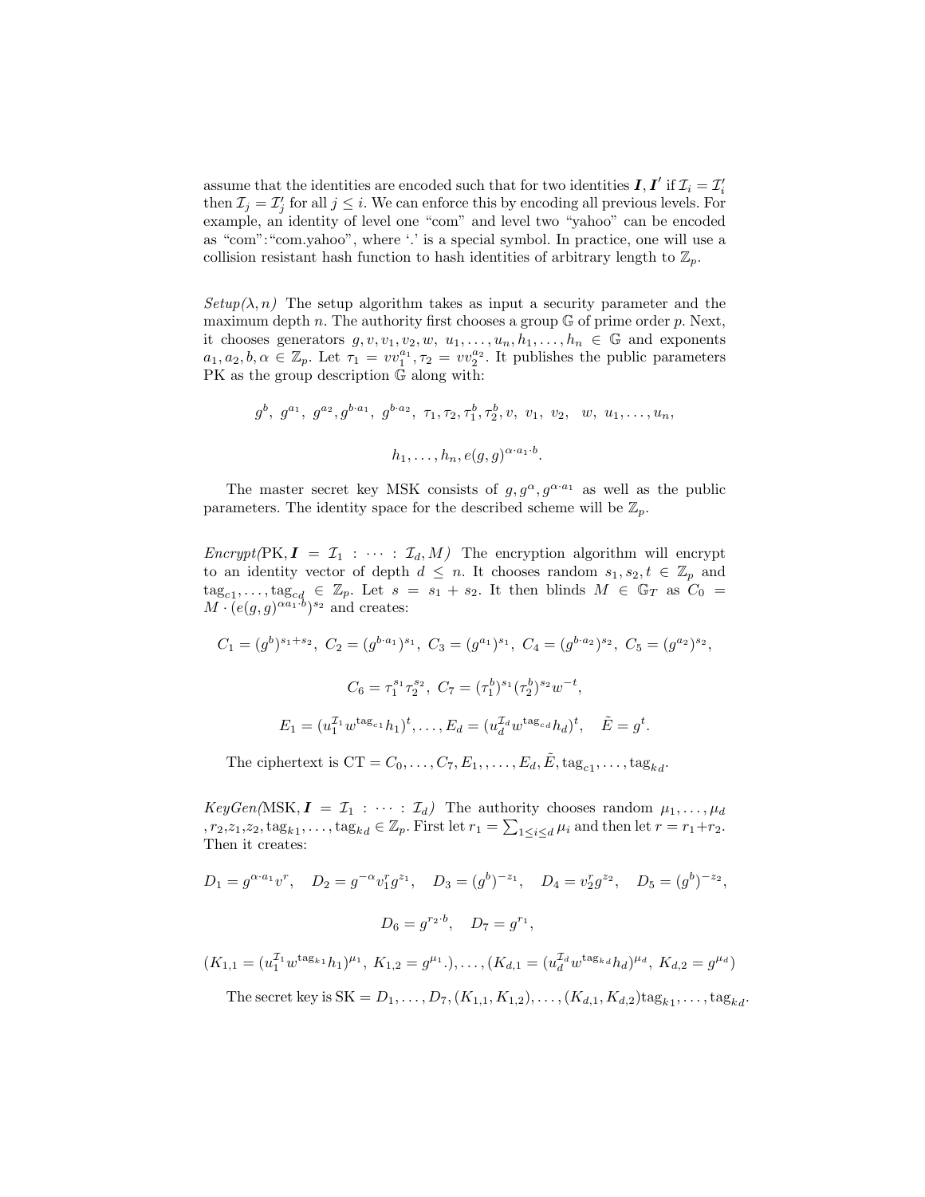assume that the identities are encoded such that for two identities $\boldsymbol{I}, \boldsymbol{I}'$ if $\mathcal{I}_i = \mathcal{I}'_i$ then $\mathcal{I}_j = \mathcal{I}'_j$ for all $j \leq i$. We can enforce this by encoding all previous levels. For example, an identity of level one "com" and level two "yahoo" can be encoded as "com":"com.yahoo", where '.' is a special symbol. In practice, one will use a collision resistant hash function to hash identities of arbitrary length to $\mathbb{Z}_p$.

*Setup($\lambda, n$)* The setup algorithm takes as input a security parameter and the maximum depth $n$. The authority first chooses a group $\mathbb{G}$ of prime order $p$. Next, it chooses generators $g, v, v_1, v_2, w, u_1, \ldots, u_n, h_1, \ldots, h_n \in \mathbb{G}$ and exponents $a_1, a_2, b, \alpha \in \mathbb{Z}_p$. Let $\tau_1 = v v_1^{a_1}, \tau_2 = v v_2^{a_2}$. It publishes the public parameters PK as the group description $\mathbb{G}$ along with:

$$g^b,\ g^{a_1},\ g^{a_2}, g^{b\cdot a_1},\ g^{b\cdot a_2},\ \tau_1, \tau_2, \tau_1^b, \tau_2^b, v,\ v_1,\ v_2,\ \ w,\ u_1, \ldots, u_n,$$

$$h_1, \ldots, h_n, e(g,g)^{\alpha \cdot a_1 \cdot b}.$$

The master secret key MSK consists of $g, g^{\alpha}, g^{\alpha \cdot a_1}$ as well as the public parameters. The identity space for the described scheme will be $\mathbb{Z}_p$.

*Encrypt(PK, $\boldsymbol{I} = \mathcal{I}_1 : \cdots : \mathcal{I}_d, M$)* The encryption algorithm will encrypt to an identity vector of depth $d \leq n$. It chooses random $s_1, s_2, t \in \mathbb{Z}_p$ and $\text{tag}_{c1}, \ldots, \text{tag}_{cd} \in \mathbb{Z}_p$. Let $s = s_1 + s_2$. It then blinds $M \in \mathbb{G}_T$ as $C_0 = M \cdot (e(g,g)^{\alpha a_1 \cdot b})^{s_2}$ and creates:

$$C_1 = (g^b)^{s_1+s_2},\ C_2 = (g^{b\cdot a_1})^{s_1},\ C_3 = (g^{a_1})^{s_1},\ C_4 = (g^{b\cdot a_2})^{s_2},\ C_5 = (g^{a_2})^{s_2},$$

$$C_6 = \tau_1^{s_1}\tau_2^{s_2},\ C_7 = (\tau_1^b)^{s_1}(\tau_2^b)^{s_2} w^{-t},$$

$$E_1 = (u_1^{\mathcal{I}_1} w^{\text{tag}_{c1}} h_1)^t, \ldots, E_d = (u_d^{\mathcal{I}_d} w^{\text{tag}_{cd}} h_d)^t, \quad \tilde{E} = g^t.$$

The ciphertext is $\text{CT} = C_0, \ldots, C_7, E_1, , \ldots, E_d, \tilde{E}, \text{tag}_{c1}, \ldots, \text{tag}_{kd}$.

*KeyGen(MSK, $\boldsymbol{I} = \mathcal{I}_1 : \cdots : \mathcal{I}_d$)* The authority chooses random $\mu_1, \ldots, \mu_d$ $, r_2, z_1, z_2, \text{tag}_{k1}, \ldots, \text{tag}_{kd} \in \mathbb{Z}_p$. First let $r_1 = \sum_{1 \leq i \leq d} \mu_i$ and then let $r = r_1 + r_2$. Then it creates:

$$D_1 = g^{\alpha \cdot a_1} v^r, \quad D_2 = g^{-\alpha} v_1^r g^{z_1}, \quad D_3 = (g^b)^{-z_1}, \quad D_4 = v_2^r g^{z_2}, \quad D_5 = (g^b)^{-z_2},$$

$$D_6 = g^{r_2 \cdot b}, \quad D_7 = g^{r_1},$$

$$(K_{1,1} = (u_1^{\mathcal{I}_1} w^{\text{tag}_{k1}} h_1)^{\mu_1},\ K_{1,2} = g^{\mu_1}.), \ldots, (K_{d,1} = (u_d^{\mathcal{I}_d} w^{\text{tag}_{kd}} h_d)^{\mu_d},\ K_{d,2} = g^{\mu_d})$$

The secret key is $\text{SK} = D_1, \ldots, D_7, (K_{1,1}, K_{1,2}), \ldots, (K_{d,1}, K_{d,2}) \text{tag}_{k1}, \ldots, \text{tag}_{kd}$.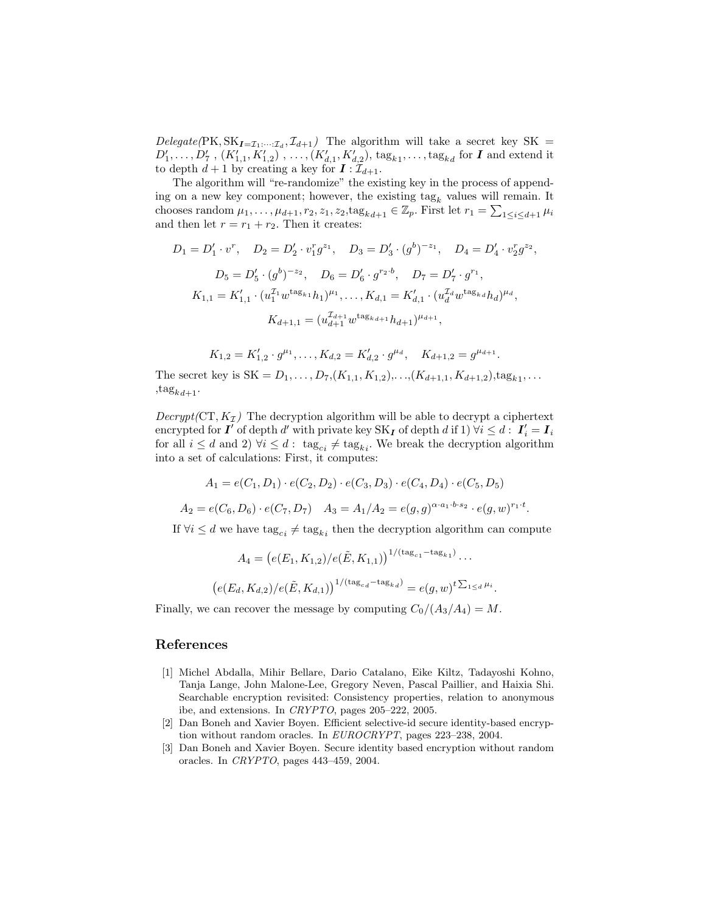*Delegate*($\text{PK}, \text{SK}_{\boldsymbol{I}=\mathcal{I}_1:\dots:\mathcal{I}_d}, \mathcal{I}_{d+1}$) The algorithm will take a secret key $\text{SK} = D'_1, \dots, D'_7$ , $(K'_{1,1}, K'_{1,2})$ , ... , $(K'_{d,1}, K'_{d,2})$, $\text{tag}_{k1}, \dots, \text{tag}_{kd}$ for $\boldsymbol{I}$ and extend it to depth $d+1$ by creating a key for $\boldsymbol{I} : \mathcal{I}_{d+1}$.

The algorithm will "re-randomize" the existing key in the process of appending on a new key component; however, the existing $\text{tag}_k$ values will remain. It chooses random $\mu_1, \dots, \mu_{d+1}, r_2, z_1, z_2, \text{tag}_{kd+1} \in \mathbb{Z}_p$. First let $r_1 = \sum_{1 \le i \le d+1} \mu_i$ and then let $r = r_1 + r_2$. Then it creates:

$$D_1 = D'_1 \cdot v^r, \quad D_2 = D'_2 \cdot v_1^r g^{z_1}, \quad D_3 = D'_3 \cdot (g^b)^{-z_1}, \quad D_4 = D'_4 \cdot v_2^r g^{z_2},$$

$$D_5 = D'_5 \cdot (g^b)^{-z_2}, \quad D_6 = D'_6 \cdot g^{r_2 \cdot b}, \quad D_7 = D'_7 \cdot g^{r_1},$$

$$K_{1,1} = K'_{1,1} \cdot (u_1^{\mathcal{I}_1} w^{\text{tag}_{k1}} h_1)^{\mu_1}, \dots, K_{d,1} = K'_{d,1} \cdot (u_d^{\mathcal{I}_d} w^{\text{tag}_{kd}} h_d)^{\mu_d},$$

$$K_{d+1,1} = (u_{d+1}^{\mathcal{I}_{d+1}} w^{\text{tag}_{kd+1}} h_{d+1})^{\mu_{d+1}},$$

$$K_{1,2} = K'_{1,2} \cdot g^{\mu_1}, \dots, K_{d,2} = K'_{d,2} \cdot g^{\mu_d}, \quad K_{d+1,2} = g^{\mu_{d+1}}.$$

The secret key is $\text{SK} = D_1, \dots, D_7, (K_{1,1}, K_{1,2}), \dots, (K_{d+1,1}, K_{d+1,2}), \text{tag}_{k1}, \dots, \text{tag}_{kd+1}$.

*Decrypt*($\text{CT}, K_{\mathcal{I}}$) The decryption algorithm will be able to decrypt a ciphertext encrypted for $\boldsymbol{I}'$ of depth $d'$ with private key $\text{SK}_{\boldsymbol{I}}$ of depth $d$ if 1) $\forall i \le d : \boldsymbol{I}'_i = \boldsymbol{I}_i$ for all $i \le d$ and 2) $\forall i \le d : \text{tag}_{ci} \ne \text{tag}_{ki}$. We break the decryption algorithm into a set of calculations: First, it computes:

$$A_1 = e(C_1, D_1) \cdot e(C_2, D_2) \cdot e(C_3, D_3) \cdot e(C_4, D_4) \cdot e(C_5, D_5)$$

$$A_2 = e(C_6, D_6) \cdot e(C_7, D_7) \quad A_3 = A_1/A_2 = e(g,g)^{\alpha \cdot a_1 \cdot b \cdot s_2} \cdot e(g,w)^{r_1 \cdot t}.$$

If $\forall i \le d$ we have $\text{tag}_{ci} \ne \text{tag}_{ki}$ then the decryption algorithm can compute

$$A_4 = \left(e(E_1, K_{1,2})/e(\tilde{E}, K_{1,1})\right)^{1/(\text{tag}_{c1} - \text{tag}_{k1})} \dots$$

$$\left(e(E_d, K_{d,2})/e(\tilde{E}, K_{d,1})\right)^{1/(\text{tag}_{cd} - \text{tag}_{kd})} = e(g,w)^{t \sum_{1 \le d} \mu_i}.$$

Finally, we can recover the message by computing $C_0/(A_3/A_4) = M$.

## References

[1] Michel Abdalla, Mihir Bellare, Dario Catalano, Eike Kiltz, Tadayoshi Kohno, Tanja Lange, John Malone-Lee, Gregory Neven, Pascal Paillier, and Haixia Shi. Searchable encryption revisited: Consistency properties, relation to anonymous ibe, and extensions. In *CRYPTO*, pages 205–222, 2005.

[2] Dan Boneh and Xavier Boyen. Efficient selective-id secure identity-based encryption without random oracles. In *EUROCRYPT*, pages 223–238, 2004.

[3] Dan Boneh and Xavier Boyen. Secure identity based encryption without random oracles. In *CRYPTO*, pages 443–459, 2004.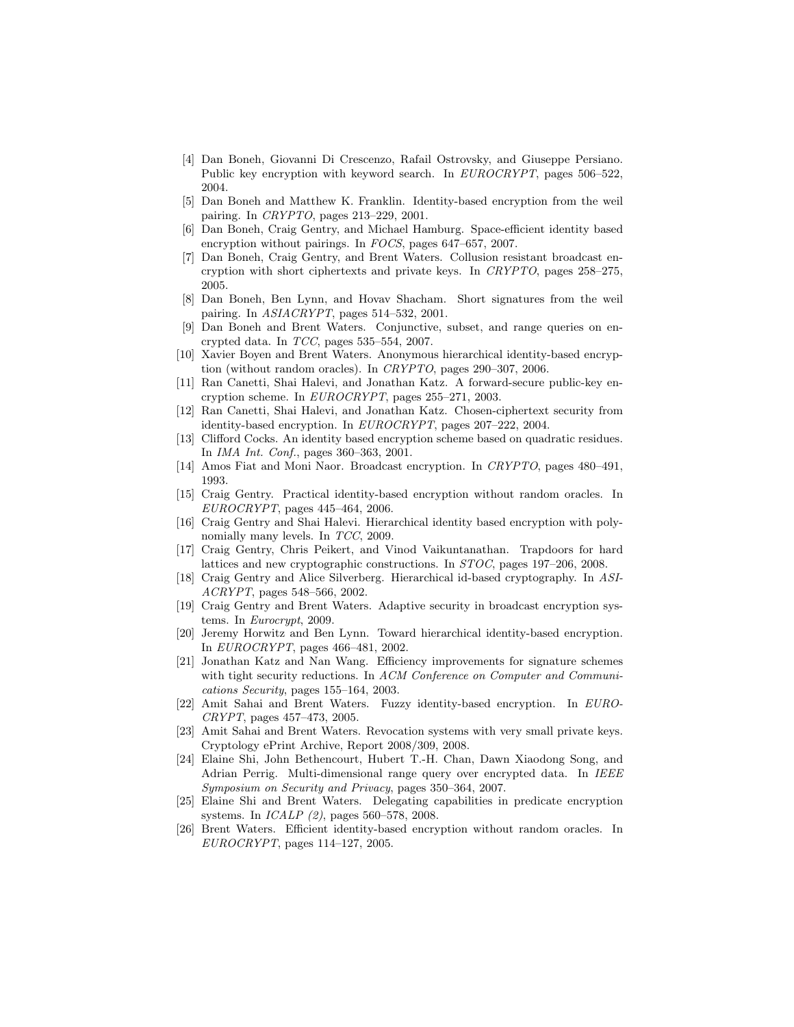[4] Dan Boneh, Giovanni Di Crescenzo, Rafail Ostrovsky, and Giuseppe Persiano. Public key encryption with keyword search. In *EUROCRYPT*, pages 506–522, 2004.

[5] Dan Boneh and Matthew K. Franklin. Identity-based encryption from the weil pairing. In *CRYPTO*, pages 213–229, 2001.

[6] Dan Boneh, Craig Gentry, and Michael Hamburg. Space-efficient identity based encryption without pairings. In *FOCS*, pages 647–657, 2007.

[7] Dan Boneh, Craig Gentry, and Brent Waters. Collusion resistant broadcast encryption with short ciphertexts and private keys. In *CRYPTO*, pages 258–275, 2005.

[8] Dan Boneh, Ben Lynn, and Hovav Shacham. Short signatures from the weil pairing. In *ASIACRYPT*, pages 514–532, 2001.

[9] Dan Boneh and Brent Waters. Conjunctive, subset, and range queries on encrypted data. In *TCC*, pages 535–554, 2007.

[10] Xavier Boyen and Brent Waters. Anonymous hierarchical identity-based encryption (without random oracles). In *CRYPTO*, pages 290–307, 2006.

[11] Ran Canetti, Shai Halevi, and Jonathan Katz. A forward-secure public-key encryption scheme. In *EUROCRYPT*, pages 255–271, 2003.

[12] Ran Canetti, Shai Halevi, and Jonathan Katz. Chosen-ciphertext security from identity-based encryption. In *EUROCRYPT*, pages 207–222, 2004.

[13] Clifford Cocks. An identity based encryption scheme based on quadratic residues. In *IMA Int. Conf.*, pages 360–363, 2001.

[14] Amos Fiat and Moni Naor. Broadcast encryption. In *CRYPTO*, pages 480–491, 1993.

[15] Craig Gentry. Practical identity-based encryption without random oracles. In *EUROCRYPT*, pages 445–464, 2006.

[16] Craig Gentry and Shai Halevi. Hierarchical identity based encryption with polynomially many levels. In *TCC*, 2009.

[17] Craig Gentry, Chris Peikert, and Vinod Vaikuntanathan. Trapdoors for hard lattices and new cryptographic constructions. In *STOC*, pages 197–206, 2008.

[18] Craig Gentry and Alice Silverberg. Hierarchical id-based cryptography. In *ASIACRYPT*, pages 548–566, 2002.

[19] Craig Gentry and Brent Waters. Adaptive security in broadcast encryption systems. In *Eurocrypt*, 2009.

[20] Jeremy Horwitz and Ben Lynn. Toward hierarchical identity-based encryption. In *EUROCRYPT*, pages 466–481, 2002.

[21] Jonathan Katz and Nan Wang. Efficiency improvements for signature schemes with tight security reductions. In *ACM Conference on Computer and Communications Security*, pages 155–164, 2003.

[22] Amit Sahai and Brent Waters. Fuzzy identity-based encryption. In *EUROCRYPT*, pages 457–473, 2005.

[23] Amit Sahai and Brent Waters. Revocation systems with very small private keys. Cryptology ePrint Archive, Report 2008/309, 2008.

[24] Elaine Shi, John Bethencourt, Hubert T.-H. Chan, Dawn Xiaodong Song, and Adrian Perrig. Multi-dimensional range query over encrypted data. In *IEEE Symposium on Security and Privacy*, pages 350–364, 2007.

[25] Elaine Shi and Brent Waters. Delegating capabilities in predicate encryption systems. In *ICALP (2)*, pages 560–578, 2008.

[26] Brent Waters. Efficient identity-based encryption without random oracles. In *EUROCRYPT*, pages 114–127, 2005.